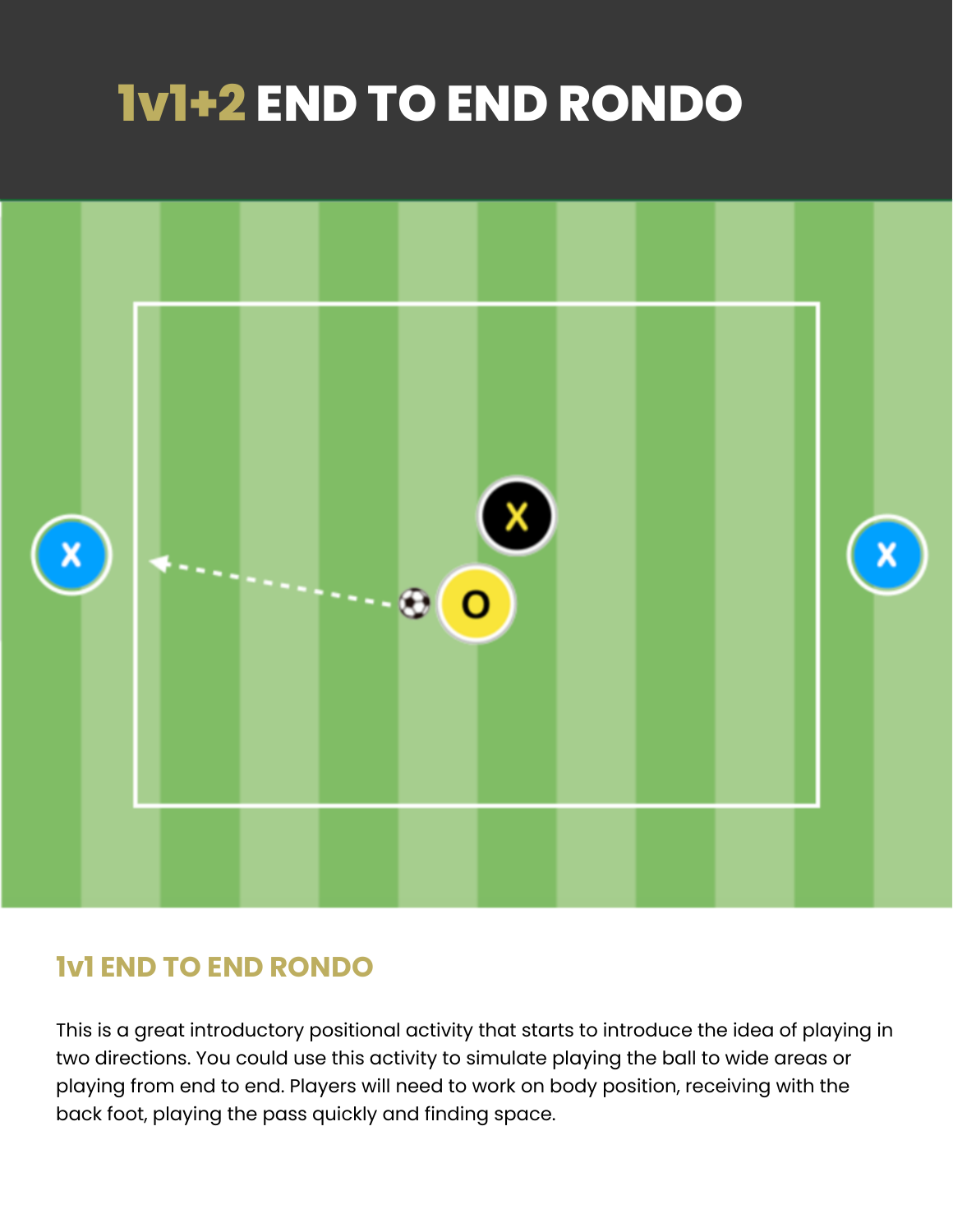# 1v1+2 END TO END RONDO

## 1v1 END TO END RONDO

This is a great introductory positional activity that starts to introduce the idea of playing in two directions. You could use this activity to simulate playing the ball to wide areas or playing from end to end. Players will need to work on body position, receiving with the back foot, playing the pass quickly and finding space.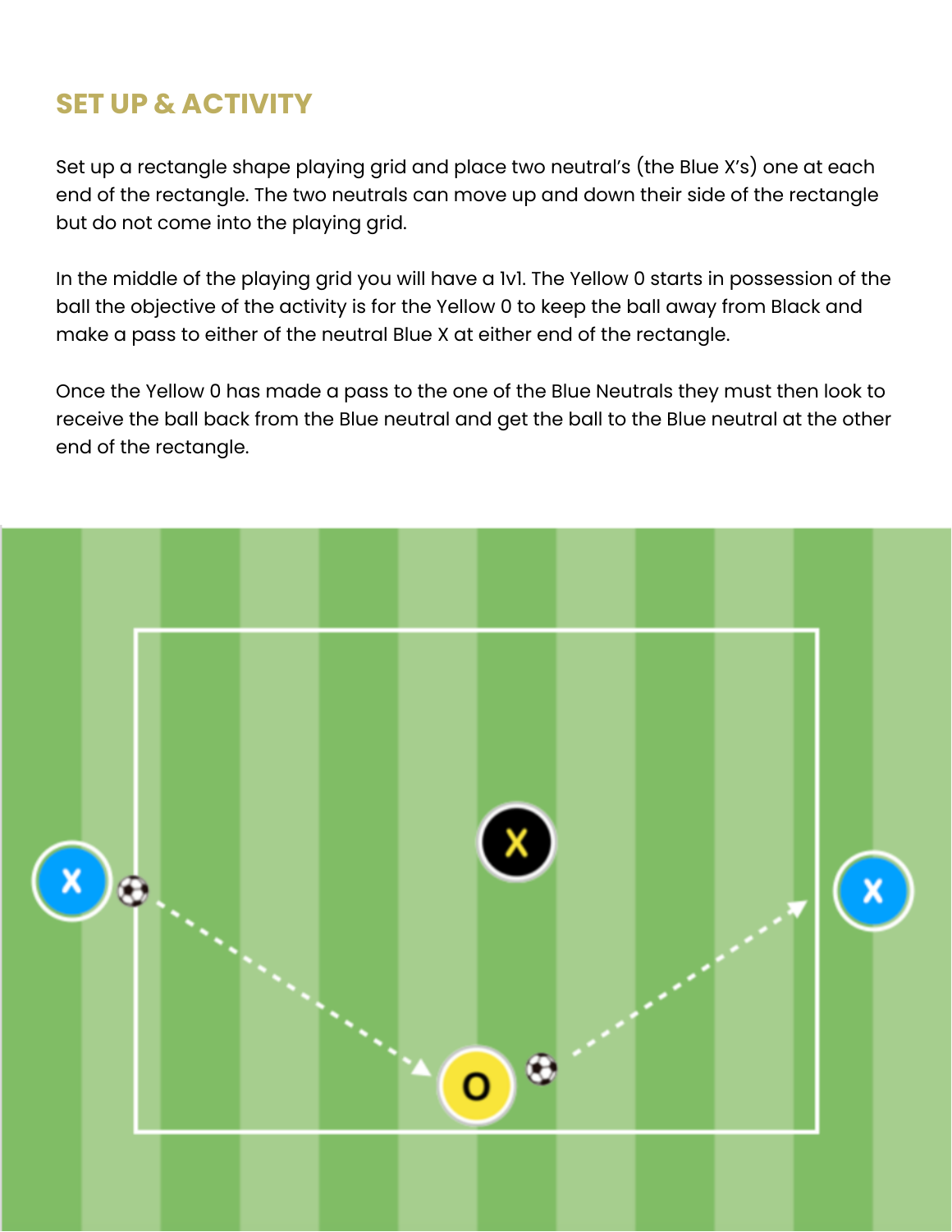## SET UP & ACTIVITY

Set up a rectangle shape playing grid and place two neutral's (the Blue X's) one at each end of the rectangle. The two neutrals can move up and down their side of the rectangle but do not come into the playing grid.

In the middle of the playing grid you will have a 1v1. The Yellow 0 starts in possession of the ball the objective of the activity is for the Yellow 0 to keep the ball away from Black and make a pass to either of the neutral Blue X at either end of the rectangle.

Once the Yellow 0 has made a pass to the one of the Blue Neutrals they must then look to receive the ball back from the Blue neutral and get the ball to the Blue neutral at the other end of the rectangle.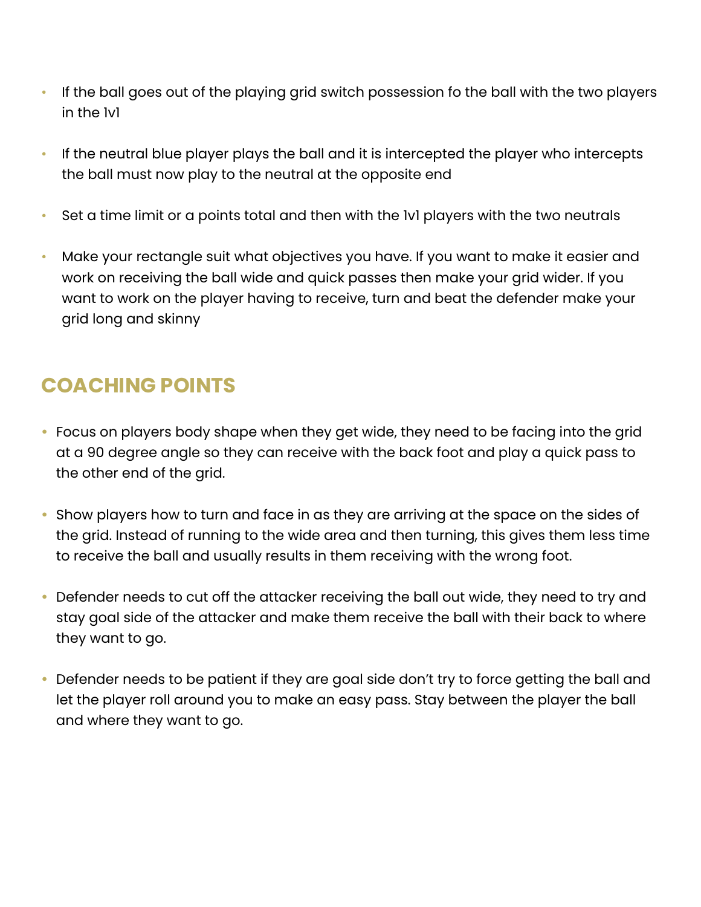- If the ball goes out of the playing grid switch possession fo the ball with the two players in the 1v1
- If the neutral blue player plays the ball and it is intercepted the player who intercepts the ball must now play to the neutral at the opposite end
- Set a time limit or a points total and then with the 1v1 players with the two neutrals
- Make your rectangle suit what objectives you have. If you want to make it easier and work on receiving the ball wide and quick passes then make your grid wider. If you want to work on the player having to receive, turn and beat the defender make your grid long and skinny

## COACHING POINTS

- Focus on players body shape when they get wide, they need to be facing into the grid at a 90 degree angle so they can receive with the back foot and play a quick pass to the other end of the grid.
- Show players how to turn and face in as they are arriving at the space on the sides of the grid. Instead of running to the wide area and then turning, this gives them less time to receive the ball and usually results in them receiving with the wrong foot.
- Defender needs to cut off the attacker receiving the ball out wide, they need to try and stay goal side of the attacker and make them receive the ball with their back to where they want to go.
- Defender needs to be patient if they are goal side don't try to force getting the ball and let the player roll around you to make an easy pass. Stay between the player the ball and where they want to go.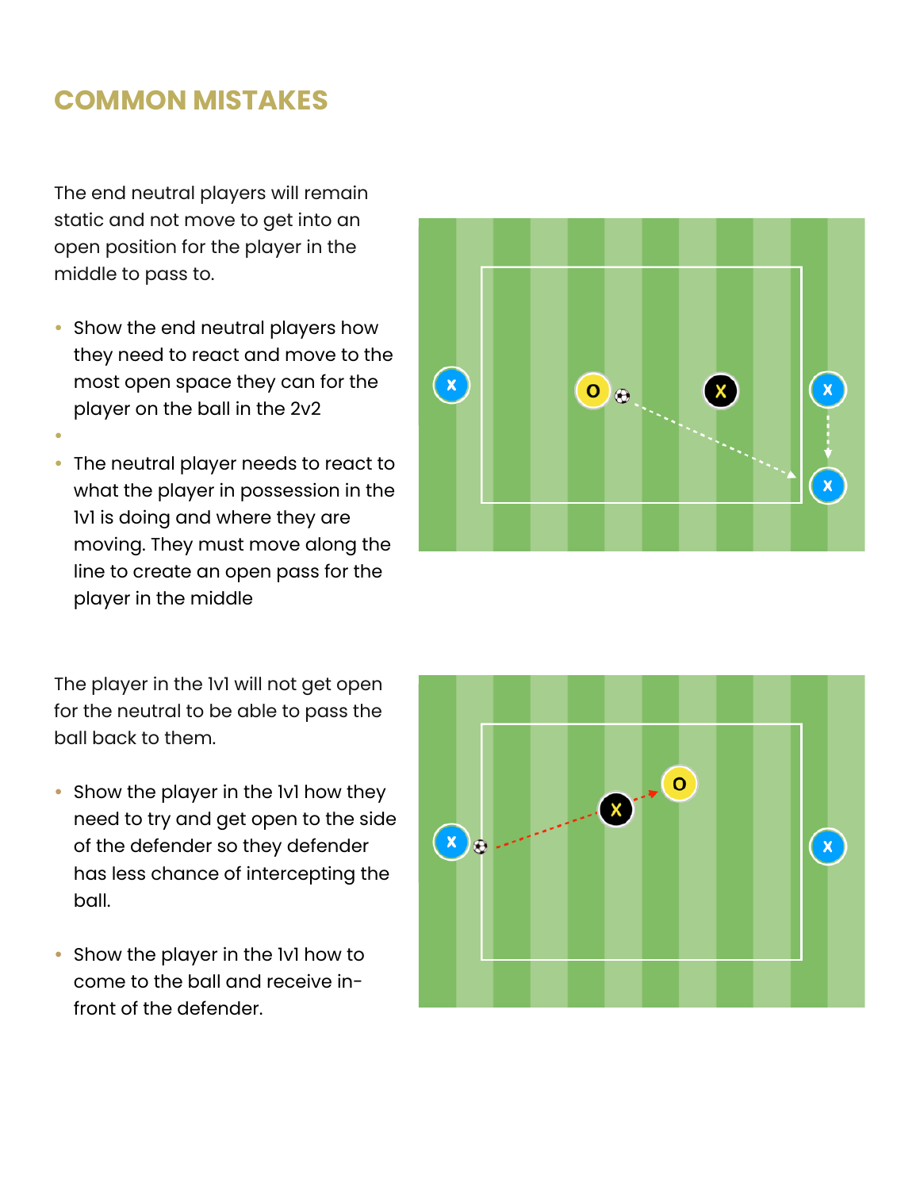## COMMON MISTAKES

The end neutral players will remain static and not move to get into an open position for the player in the middle to pass to.

- Show the end neutral players how they need to react and move to the most open space they can for the player on the ball in the 2v2
- 
- The neutral player needs to react to what the player in possession in the 1v1 is doing and where they are moving. They must move along the line to create an open pass for the player in the middle

The player in the 1v1 will not get open for the neutral to be able to pass the ball back to them.

- Show the player in the 1v1 how they need to try and get open to the side of the defender so they defender has less chance of intercepting the ball.
- Show the player in the 1v1 how to come to the ball and receive in-front of the defender.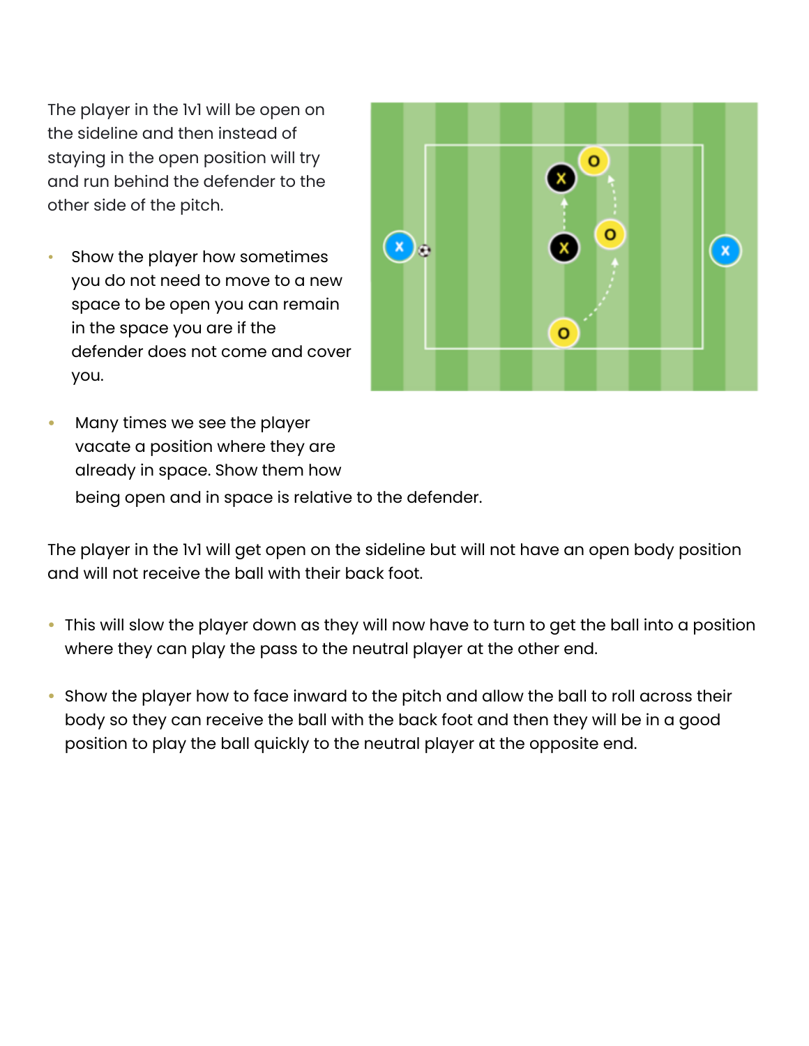The player in the 1v1 will be open on the sideline and then instead of staying in the open position will try and run behind the defender to the other side of the pitch.

- Show the player how sometimes you do not need to move to a new space to be open you can remain in the space you are if the defender does not come and cover you.
- Many times we see the player vacate a position where they are already in space. Show them how being open and in space is relative to the defender.

The player in the 1v1 will get open on the sideline but will not have an open body position and will not receive the ball with their back foot.

- This will slow the player down as they will now have to turn to get the ball into a position where they can play the pass to the neutral player at the other end.
- Show the player how to face inward to the pitch and allow the ball to roll across their body so they can receive the ball with the back foot and then they will be in a good position to play the ball quickly to the neutral player at the opposite end.